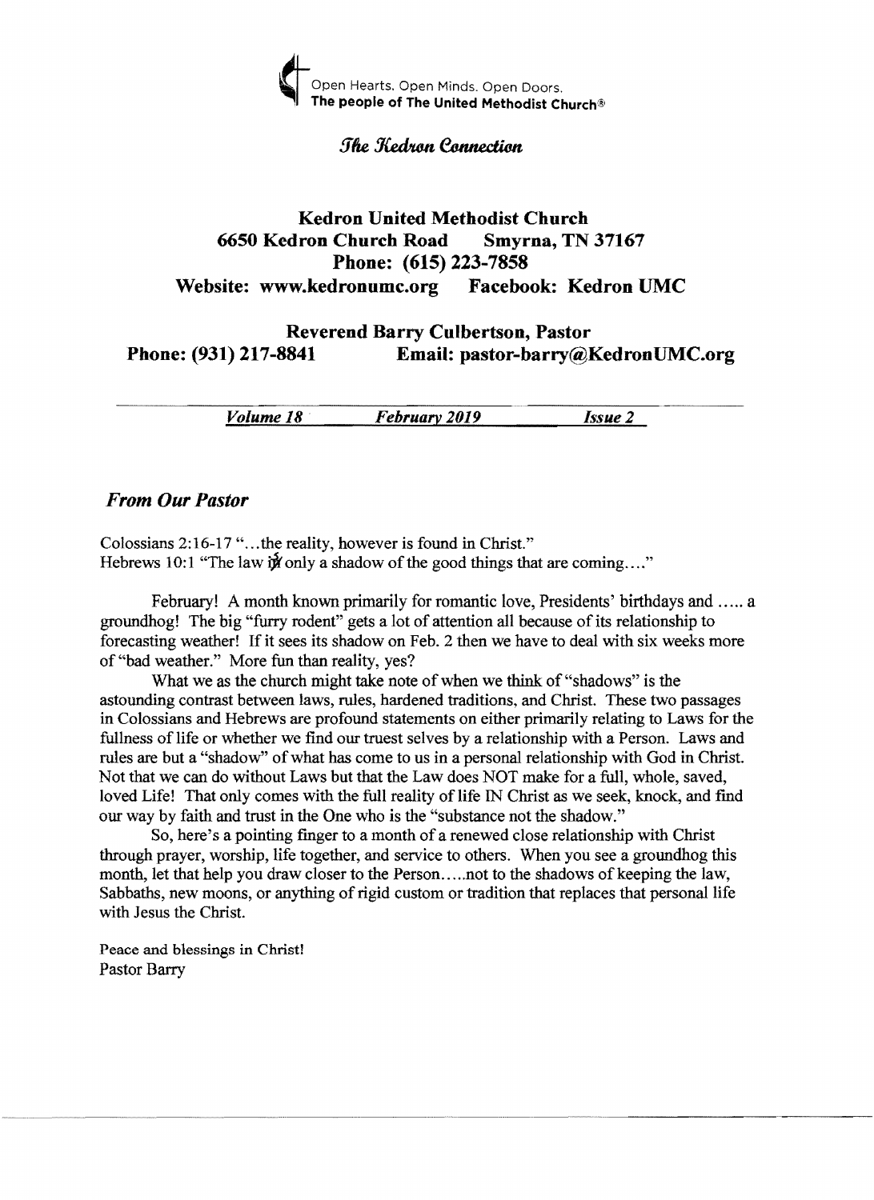Open Hearts. Open Minds. Open Doors.
**The people of The United Methodist Church®**

*The Kedron Connection*

# Kedron United Methodist Church

**6650 Kedron Church Road Smyrna, TN 37167**
**Phone: (615) 223-7858**
**Website: www.kedronumc.org Facebook: Kedron UMC**

**Reverend Barry Culbertson, Pastor**
**Phone: (931) 217-8841 Email: pastor-barry@KedronUMC.org**

*Volume 18* *February 2019* *Issue 2*

## *From Our Pastor*

Colossians 2:16-17 "…the reality, however is found in Christ."
Hebrews 10:1 "The law is only a shadow of the good things that are coming…."

February! A month known primarily for romantic love, Presidents' birthdays and ….. a groundhog! The big "furry rodent" gets a lot of attention all because of its relationship to forecasting weather! If it sees its shadow on Feb. 2 then we have to deal with six weeks more of "bad weather." More fun than reality, yes?

What we as the church might take note of when we think of "shadows" is the astounding contrast between laws, rules, hardened traditions, and Christ. These two passages in Colossians and Hebrews are profound statements on either primarily relating to Laws for the fullness of life or whether we find our truest selves by a relationship with a Person. Laws and rules are but a "shadow" of what has come to us in a personal relationship with God in Christ. Not that we can do without Laws but that the Law does NOT make for a full, whole, saved, loved Life! That only comes with the full reality of life IN Christ as we seek, knock, and find our way by faith and trust in the One who is the "substance not the shadow."

So, here's a pointing finger to a month of a renewed close relationship with Christ through prayer, worship, life together, and service to others. When you see a groundhog this month, let that help you draw closer to the Person…..not to the shadows of keeping the law, Sabbaths, new moons, or anything of rigid custom or tradition that replaces that personal life with Jesus the Christ.

Peace and blessings in Christ!
Pastor Barry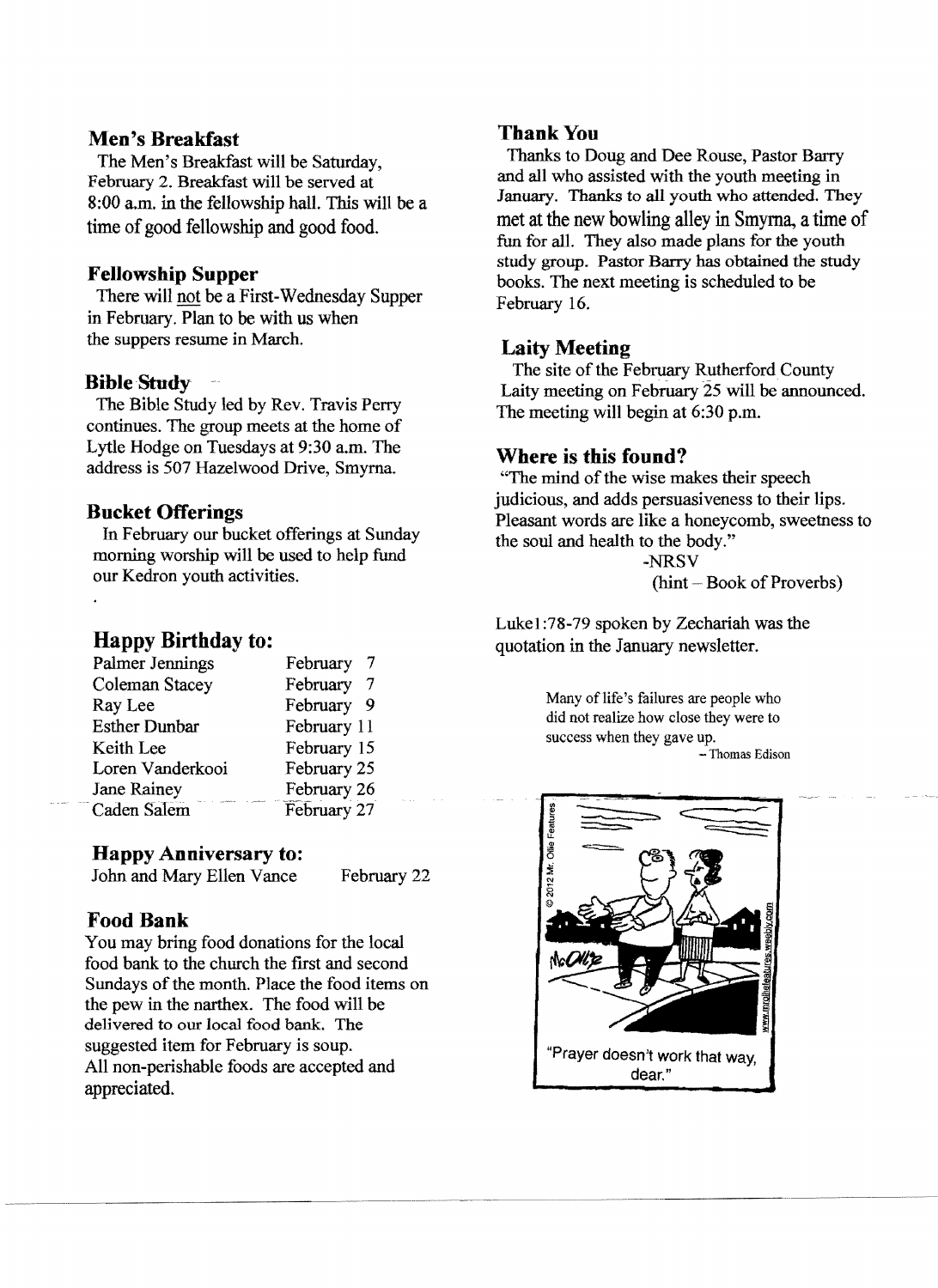## Men's Breakfast

The Men's Breakfast will be Saturday, February 2. Breakfast will be served at 8:00 a.m. in the fellowship hall. This will be a time of good fellowship and good food.

## Fellowship Supper

There will not be a First-Wednesday Supper in February. Plan to be with us when the suppers resume in March.

## Bible Study

The Bible Study led by Rev. Travis Perry continues. The group meets at the home of Lytle Hodge on Tuesdays at 9:30 a.m. The address is 507 Hazelwood Drive, Smyrna.

## Bucket Offerings

In February our bucket offerings at Sunday morning worship will be used to help fund our Kedron youth activities.

## Happy Birthday to:

| | |
|---|---|
| Palmer Jennings | February 7 |
| Coleman Stacey | February 7 |
| Ray Lee | February 9 |
| Esther Dunbar | February 11 |
| Keith Lee | February 15 |
| Loren Vanderkooi | February 25 |
| Jane Rainey | February 26 |
| Caden Salem | February 27 |

## Happy Anniversary to:

John and Mary Ellen Vance — February 22

## Food Bank

You may bring food donations for the local food bank to the church the first and second Sundays of the month. Place the food items on the pew in the narthex. The food will be delivered to our local food bank. The suggested item for February is soup.
All non-perishable foods are accepted and appreciated.

## Thank You

Thanks to Doug and Dee Rouse, Pastor Barry and all who assisted with the youth meeting in January. Thanks to all youth who attended. They met at the new bowling alley in Smyrna, a time of fun for all. They also made plans for the youth study group. Pastor Barry has obtained the study books. The next meeting is scheduled to be February 16.

## Laity Meeting

The site of the February Rutherford County Laity meeting on February 25 will be announced. The meeting will begin at 6:30 p.m.

## Where is this found?

"The mind of the wise makes their speech judicious, and adds persuasiveness to their lips. Pleasant words are like a honeycomb, sweetness to the soul and health to the body."

-NRSV

(hint – Book of Proverbs)

Luke1:78-79 spoken by Zechariah was the quotation in the January newsletter.

Many of life's failures are people who did not realize how close they were to success when they gave up.

– Thomas Edison

"Prayer doesn't work that way, dear."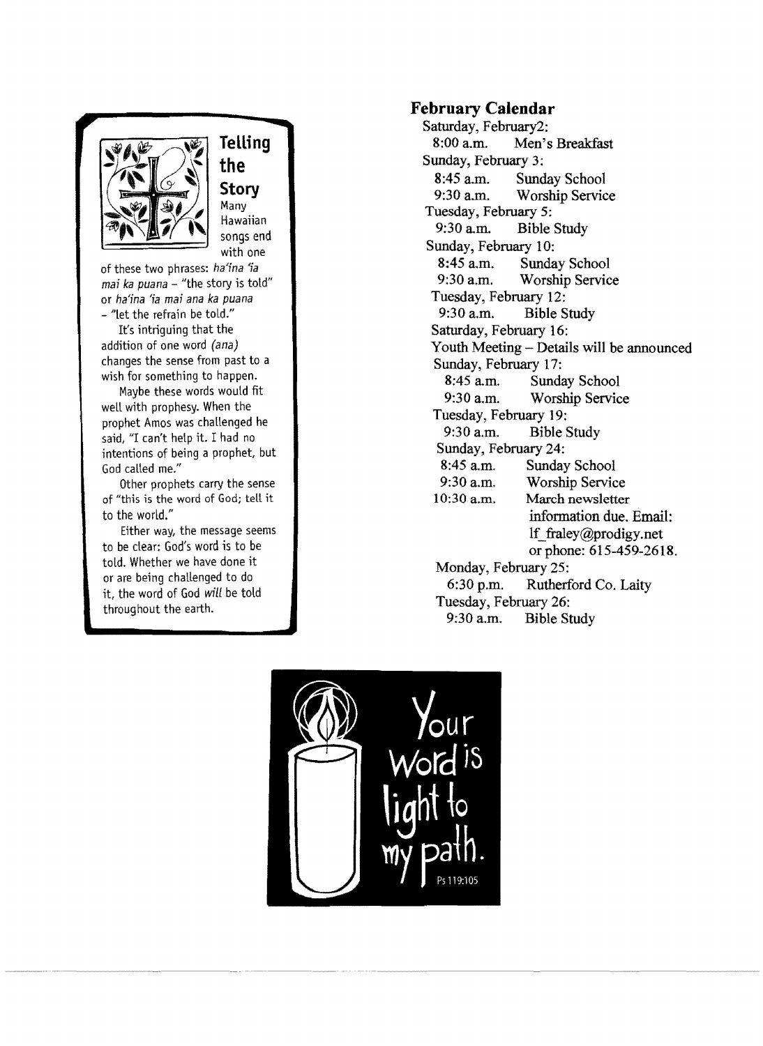## Telling the Story

Many Hawaiian songs end with one of these two phrases: *ha'ina 'ia mai ka puana* – "the story is told" or *ha'ina 'ia mai ana ka puana* – "let the refrain be told."

It's intriguing that the addition of one word *(ana)* changes the sense from past to a wish for something to happen.

Maybe these words would fit well with prophesy. When the prophet Amos was challenged he said, "I can't help it. I had no intentions of being a prophet, but God called me."

Other prophets carry the sense of "this is the word of God; tell it to the world."

Either way, the message seems to be clear: God's word is to be told. Whether we have done it or are being challenged to do it, the word of God *will* be told throughout the earth.

## February Calendar

Saturday, February2:
- 8:00 a.m. Men's Breakfast

Sunday, February 3:
- 8:45 a.m. Sunday School
- 9:30 a.m. Worship Service

Tuesday, February 5:
- 9:30 a.m. Bible Study

Sunday, February 10:
- 8:45 a.m. Sunday School
- 9:30 a.m. Worship Service

Tuesday, February 12:
- 9:30 a.m. Bible Study

Saturday, February 16:
- Youth Meeting – Details will be announced

Sunday, February 17:
- 8:45 a.m. Sunday School
- 9:30 a.m. Worship Service

Tuesday, February 19:
- 9:30 a.m. Bible Study

Sunday, February 24:
- 8:45 a.m. Sunday School
- 9:30 a.m. Worship Service
- 10:30 a.m. March newsletter information due. Email: lf_fraley@prodigy.net or phone: 615-459-2618.

Monday, February 25:
- 6:30 p.m. Rutherford Co. Laity

Tuesday, February 26:
- 9:30 a.m. Bible Study

Your Word is light to my path.
Ps 119:105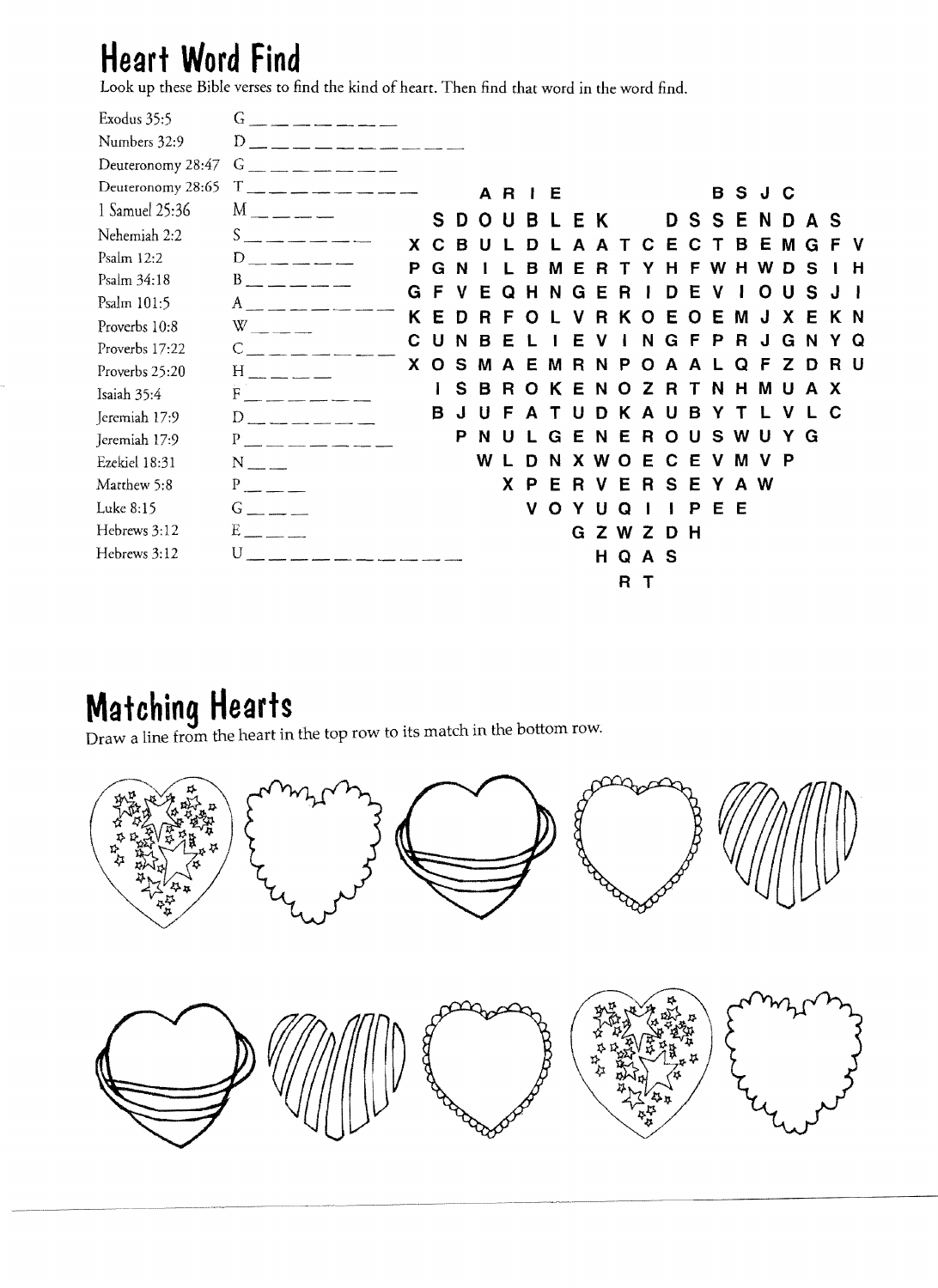# Heart Word Find

Look up these Bible verses to find the kind of heart. Then find that word in the word find.

| | |
|---|---|
| Exodus 35:5 | G _ _ _ _ _ _ _ |
| Numbers 32:9 | D _ _ _ _ _ _ _ _ _ _ _ |
| Deuteronomy 28:47 | G _ _ _ _ _ _ _ |
| Deuteronomy 28:65 | T _ _ _ _ _ _ _ _ _ |
| 1 Samuel 25:36 | M _ _ _ _ |
| Nehemiah 2:2 | S _ _ _ _ _ _ |
| Psalm 12:2 | D _ _ _ _ _ _ |
| Psalm 34:18 | B _ _ _ _ _ _ |
| Psalm 101:5 | A _ _ _ _ _ _ _ _ _ |
| Proverbs 10:8 | W _ _ _ _ |
| Proverbs 17:22 | C _ _ _ _ _ _ _ _ _ |
| Proverbs 25:20 | H _ _ _ _ _ |
| Isaiah 35:4 | F _ _ _ _ _ _ _ |
| Jeremiah 17:9 | D _ _ _ _ _ _ _ _ |
| Jeremiah 17:9 | P _ _ _ _ _ _ _ _ _ |
| Ezekiel 18:31 | N _ _ |
| Matthew 5:8 | P _ _ _ |
| Luke 8:15 | G _ _ _ |
| Hebrews 3:12 | E _ _ _ |
| Hebrews 3:12 | U _ _ _ _ _ _ _ _ _ _ _ |

```
    A R I E             B S J C
  S D O U B L E K     D S S E N D A S
X C B U L D L A A T C E C T B E M G F V
P G N I L B M E R T Y H F W H W D S I H
G F V E Q H N G E R I D E V I O U S J I
K E D R F O L V R K O E O E M J X E K N
C U N B E L I E V I N G F P R J G N Y Q
X O S M A E M R N P O A A L Q F Z D R U
  I S B R O K E N O Z R T N H M U A X
  B J U F A T U D K A U B Y T L V L C
    P N U L G E N E R O U S W U Y G
      W L D N X W O E C E V M V P
        X P E R V E R S E Y A W
          V O Y U Q I I P E E
              G Z W Z D H
                H Q A S
                  R T
```

# Matching Hearts

Draw a line from the heart in the top row to its match in the bottom row.